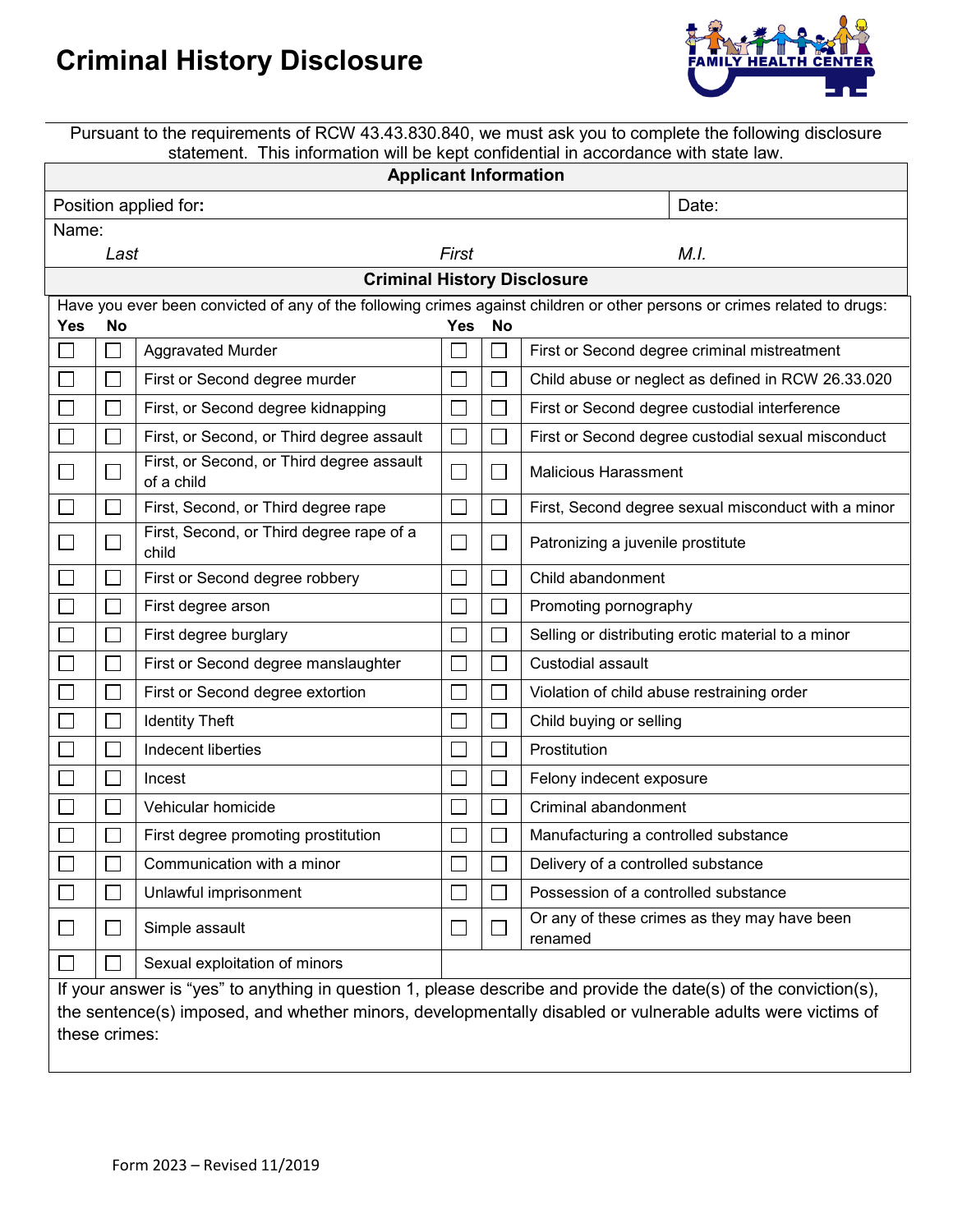# Criminal History Disclosure

FAMILY HEALTH CENTER

Pursuant to the requirements of RCW 43.43.830.840, we must ask you to complete the following disclosure statement. This information will be kept confidential in accordance with state law.

| Applicant Information | | |
|---|---|---|
| Position applied for: | | Date: |
| Name: *Last* | *First* | *M.I.* |

## Criminal History Disclosure

Have you ever been convicted of any of the following crimes against children or other persons or crimes related to drugs:

| Yes | No | | Yes | No | |
|---|---|---|---|---|---|
| ☐ | ☐ | Aggravated Murder | ☐ | ☐ | First or Second degree criminal mistreatment |
| ☐ | ☐ | First or Second degree murder | ☐ | ☐ | Child abuse or neglect as defined in RCW 26.33.020 |
| ☐ | ☐ | First, or Second degree kidnapping | ☐ | ☐ | First or Second degree custodial interference |
| ☐ | ☐ | First, or Second, or Third degree assault | ☐ | ☐ | First or Second degree custodial sexual misconduct |
| ☐ | ☐ | First, or Second, or Third degree assault of a child | ☐ | ☐ | Malicious Harassment |
| ☐ | ☐ | First, Second, or Third degree rape | ☐ | ☐ | First, Second degree sexual misconduct with a minor |
| ☐ | ☐ | First, Second, or Third degree rape of a child | ☐ | ☐ | Patronizing a juvenile prostitute |
| ☐ | ☐ | First or Second degree robbery | ☐ | ☐ | Child abandonment |
| ☐ | ☐ | First degree arson | ☐ | ☐ | Promoting pornography |
| ☐ | ☐ | First degree burglary | ☐ | ☐ | Selling or distributing erotic material to a minor |
| ☐ | ☐ | First or Second degree manslaughter | ☐ | ☐ | Custodial assault |
| ☐ | ☐ | First or Second degree extortion | ☐ | ☐ | Violation of child abuse restraining order |
| ☐ | ☐ | Identity Theft | ☐ | ☐ | Child buying or selling |
| ☐ | ☐ | Indecent liberties | ☐ | ☐ | Prostitution |
| ☐ | ☐ | Incest | ☐ | ☐ | Felony indecent exposure |
| ☐ | ☐ | Vehicular homicide | ☐ | ☐ | Criminal abandonment |
| ☐ | ☐ | First degree promoting prostitution | ☐ | ☐ | Manufacturing a controlled substance |
| ☐ | ☐ | Communication with a minor | ☐ | ☐ | Delivery of a controlled substance |
| ☐ | ☐ | Unlawful imprisonment | ☐ | ☐ | Possession of a controlled substance |
| ☐ | ☐ | Simple assault | ☐ | ☐ | Or any of these crimes as they may have been renamed |
| ☐ | ☐ | Sexual exploitation of minors | | | |

If your answer is "yes" to anything in question 1, please describe and provide the date(s) of the conviction(s), the sentence(s) imposed, and whether minors, developmentally disabled or vulnerable adults were victims of these crimes:

Form 2023 – Revised 11/2019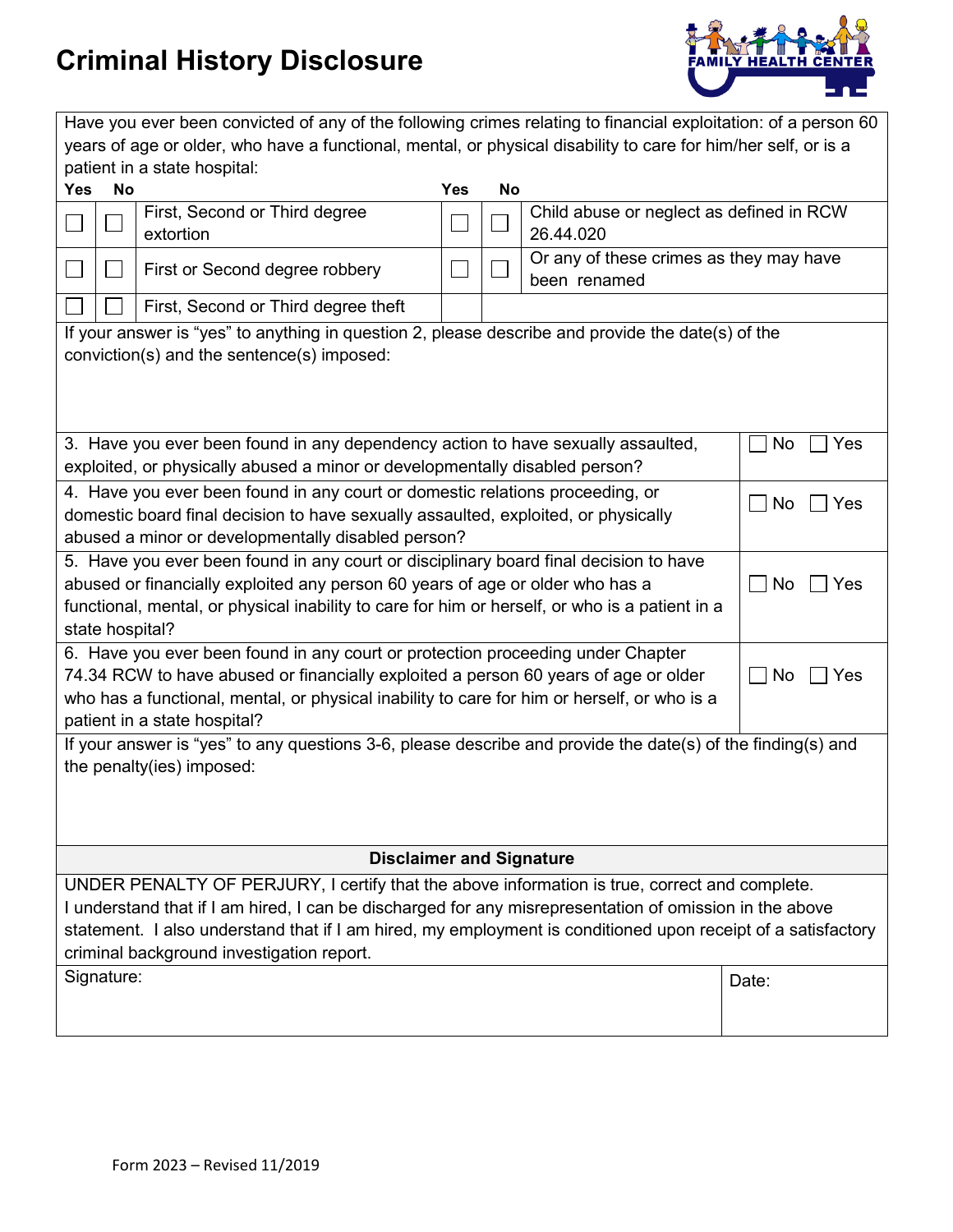# Criminal History Disclosure

Have you ever been convicted of any of the following crimes relating to financial exploitation: of a person 60 years of age or older, who have a functional, mental, or physical disability to care for him/her self, or is a patient in a state hospital:

| Yes | No | | Yes | No | |
|---|---|---|---|---|---|
| ☐ | ☐ | First, Second or Third degree extortion | ☐ | ☐ | Child abuse or neglect as defined in RCW 26.44.020 |
| ☐ | ☐ | First or Second degree robbery | ☐ | ☐ | Or any of these crimes as they may have been renamed |
| ☐ | ☐ | First, Second or Third degree theft | | | |

If your answer is "yes" to anything in question 2, please describe and provide the date(s) of the conviction(s) and the sentence(s) imposed:

| | |
|---|---|
| 3. Have you ever been found in any dependency action to have sexually assaulted, exploited, or physically abused a minor or developmentally disabled person? | ☐ No ☐ Yes |
| 4. Have you ever been found in any court or domestic relations proceeding, or domestic board final decision to have sexually assaulted, exploited, or physically abused a minor or developmentally disabled person? | ☐ No ☐ Yes |
| 5. Have you ever been found in any court or disciplinary board final decision to have abused or financially exploited any person 60 years of age or older who has a functional, mental, or physical inability to care for him or herself, or who is a patient in a state hospital? | ☐ No ☐ Yes |
| 6. Have you ever been found in any court or protection proceeding under Chapter 74.34 RCW to have abused or financially exploited a person 60 years of age or older who has a functional, mental, or physical inability to care for him or herself, or who is a patient in a state hospital? | ☐ No ☐ Yes |

If your answer is "yes" to any questions 3-6, please describe and provide the date(s) of the finding(s) and the penalty(ies) imposed:

**Disclaimer and Signature**

UNDER PENALTY OF PERJURY, I certify that the above information is true, correct and complete. I understand that if I am hired, I can be discharged for any misrepresentation of omission in the above statement. I also understand that if I am hired, my employment is conditioned upon receipt of a satisfactory criminal background investigation report.

| Signature: | Date: |
|---|---|
| | |

Form 2023 – Revised 11/2019